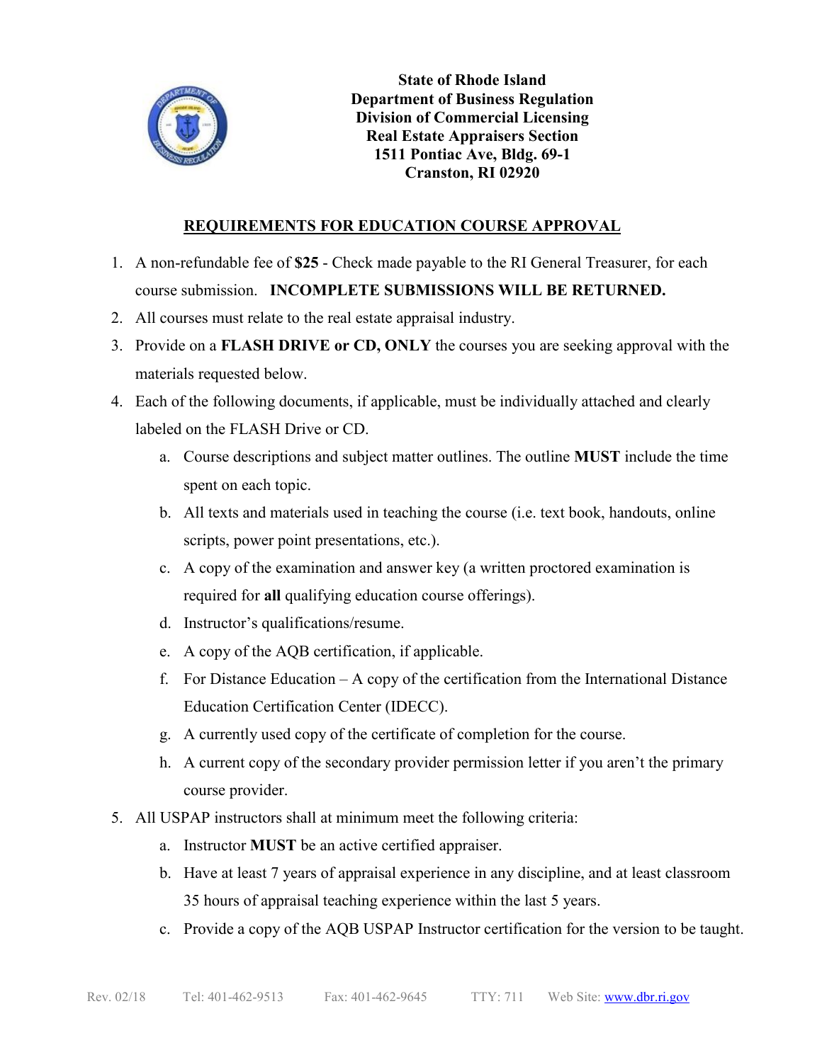**State of Rhode Island**
**Department of Business Regulation**
**Division of Commercial Licensing**
**Real Estate Appraisers Section**
**1511 Pontiac Ave, Bldg. 69-1**
**Cranston, RI 02920**

## REQUIREMENTS FOR EDUCATION COURSE APPROVAL

1. A non-refundable fee of **$25** - Check made payable to the RI General Treasurer, for each course submission. **INCOMPLETE SUBMISSIONS WILL BE RETURNED.**
2. All courses must relate to the real estate appraisal industry.
3. Provide on a **FLASH DRIVE or CD, ONLY** the courses you are seeking approval with the materials requested below.
4. Each of the following documents, if applicable, must be individually attached and clearly labeled on the FLASH Drive or CD.
   a. Course descriptions and subject matter outlines. The outline **MUST** include the time spent on each topic.
   b. All texts and materials used in teaching the course (i.e. text book, handouts, online scripts, power point presentations, etc.).
   c. A copy of the examination and answer key (a written proctored examination is required for **all** qualifying education course offerings).
   d. Instructor's qualifications/resume.
   e. A copy of the AQB certification, if applicable.
   f. For Distance Education – A copy of the certification from the International Distance Education Certification Center (IDECC).
   g. A currently used copy of the certificate of completion for the course.
   h. A current copy of the secondary provider permission letter if you aren't the primary course provider.
5. All USPAP instructors shall at minimum meet the following criteria:
   a. Instructor **MUST** be an active certified appraiser.
   b. Have at least 7 years of appraisal experience in any discipline, and at least classroom 35 hours of appraisal teaching experience within the last 5 years.
   c. Provide a copy of the AQB USPAP Instructor certification for the version to be taught.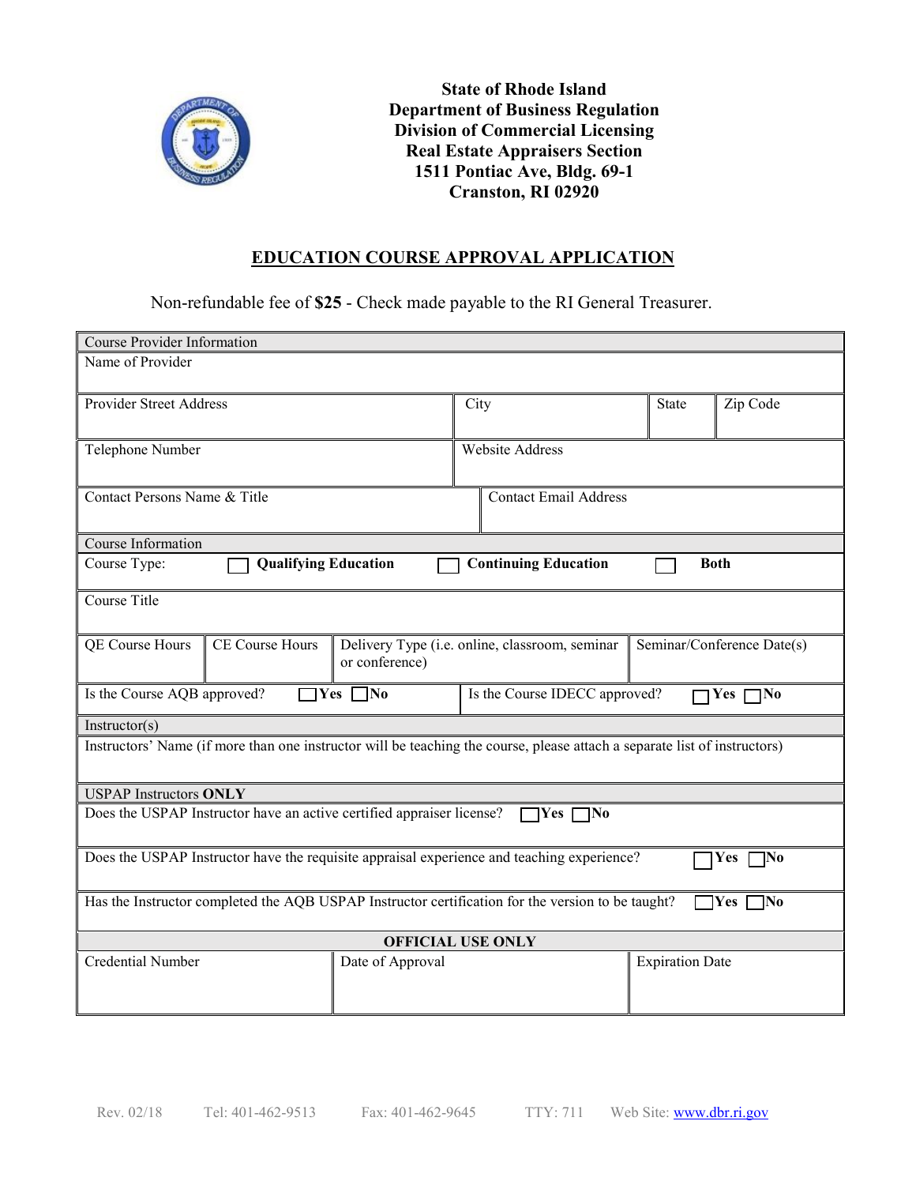**State of Rhode Island**
**Department of Business Regulation**
**Division of Commercial Licensing**
**Real Estate Appraisers Section**
**1511 Pontiac Ave, Bldg. 69-1**
**Cranston, RI 02920**

## EDUCATION COURSE APPROVAL APPLICATION

Non-refundable fee of **$25** - Check made payable to the RI General Treasurer.

| | | | | |
|---|---|---|---|---|
| Course Provider Information | | | | |
| Name of Provider | | | | |
| Provider Street Address | | City | State | Zip Code |
| Telephone Number | | Website Address | | |
| Contact Persons Name & Title | | Contact Email Address | | |
| Course Information | | | | |
| Course Type: ☐ **Qualifying Education** ☐ **Continuing Education** ☐ **Both** | | | | |
| Course Title | | | | |
| QE Course Hours | CE Course Hours | Delivery Type (i.e. online, classroom, seminar or conference) | Seminar/Conference Date(s) | |
| Is the Course AQB approved? ☐ **Yes** ☐ **No** | | Is the Course IDECC approved? ☐ **Yes** ☐ **No** | | |
| Instructor(s) | | | | |
| Instructors' Name (if more than one instructor will be teaching the course, please attach a separate list of instructors) | | | | |
| USPAP Instructors **ONLY** | | | | |
| Does the USPAP Instructor have an active certified appraiser license? ☐ **Yes** ☐ **No** | | | | |
| Does the USPAP Instructor have the requisite appraisal experience and teaching experience? ☐ **Yes** ☐ **No** | | | | |
| Has the Instructor completed the AQB USPAP Instructor certification for the version to be taught? ☐ **Yes** ☐ **No** | | | | |
| **OFFICIAL USE ONLY** | | | | |
| Credential Number | Date of Approval | | Expiration Date | |

Rev. 02/18 Tel: 401-462-9513 Fax: 401-462-9645 TTY: 711 Web Site: www.dbr.ri.gov